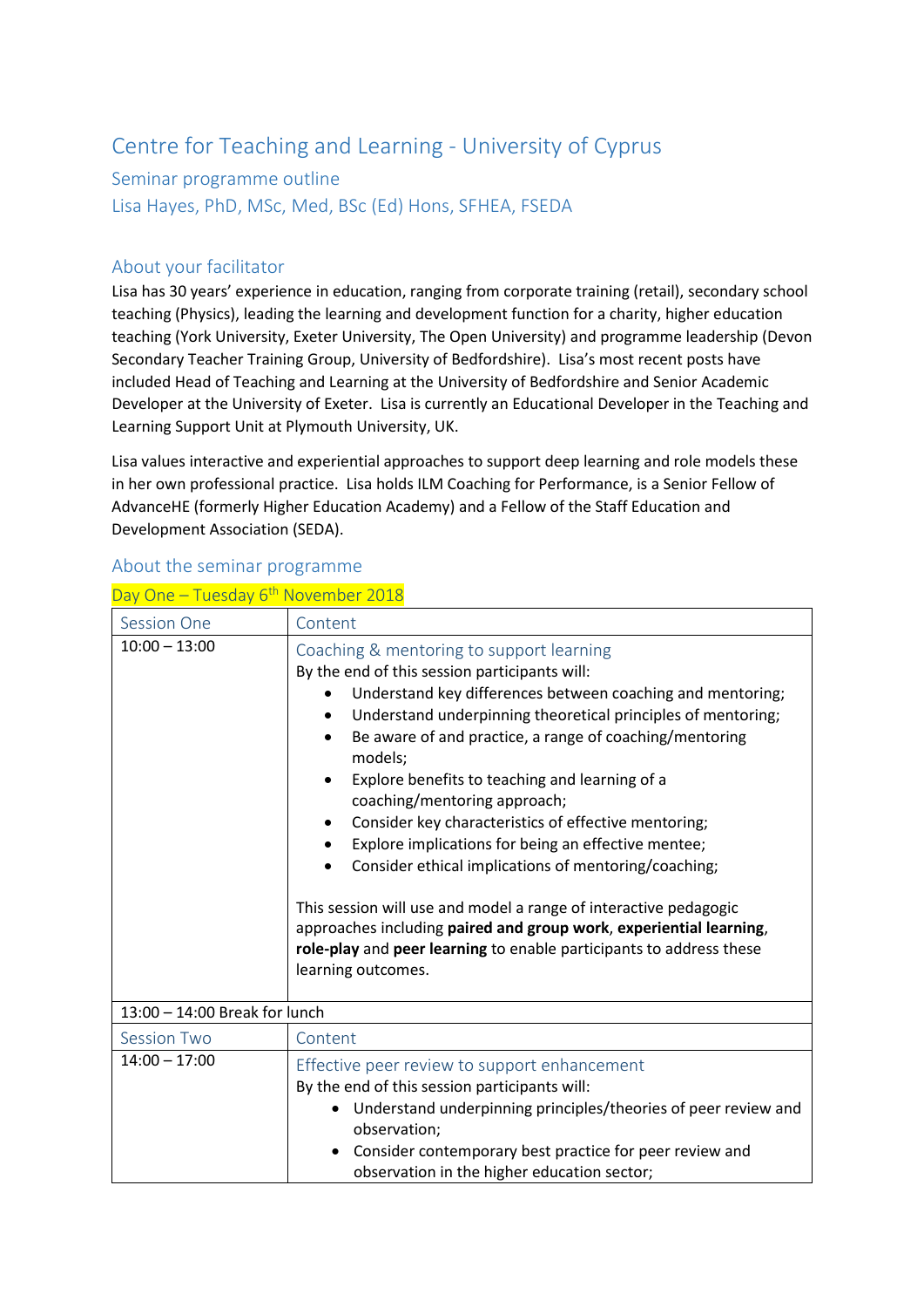# Centre for Teaching and Learning - University of Cyprus

## Seminar programme outline

## Lisa Hayes, PhD, MSc, Med, BSc (Ed) Hons, SFHEA, FSEDA

### About your facilitator

Lisa has 30 years' experience in education, ranging from corporate training (retail), secondary school teaching (Physics), leading the learning and development function for a charity, higher education teaching (York University, Exeter University, The Open University) and programme leadership (Devon Secondary Teacher Training Group, University of Bedfordshire). Lisa's most recent posts have included Head of Teaching and Learning at the University of Bedfordshire and Senior Academic Developer at the University of Exeter. Lisa is currently an Educational Developer in the Teaching and Learning Support Unit at Plymouth University, UK.

Lisa values interactive and experiential approaches to support deep learning and role models these in her own professional practice. Lisa holds ILM Coaching for Performance, is a Senior Fellow of AdvanceHE (formerly Higher Education Academy) and a Fellow of the Staff Education and Development Association (SEDA).

### About the seminar programme

Day One – Tuesday 6th November 2018

| Session One | Content |
|---|---|
| 10:00 – 13:00 | Coaching & mentoring to support learning<br>By the end of this session participants will:<br>• Understand key differences between coaching and mentoring;<br>• Understand underpinning theoretical principles of mentoring;<br>• Be aware of and practice, a range of coaching/mentoring models;<br>• Explore benefits to teaching and learning of a coaching/mentoring approach;<br>• Consider key characteristics of effective mentoring;<br>• Explore implications for being an effective mentee;<br>• Consider ethical implications of mentoring/coaching;<br><br>This session will use and model a range of interactive pedagogic approaches including **paired and group work**, **experiential learning**, **role-play** and **peer learning** to enable participants to address these learning outcomes. |
| 13:00 – 14:00 Break for lunch | |
| Session Two | Content |
| 14:00 – 17:00 | Effective peer review to support enhancement<br>By the end of this session participants will:<br>• Understand underpinning principles/theories of peer review and observation;<br>• Consider contemporary best practice for peer review and observation in the higher education sector; |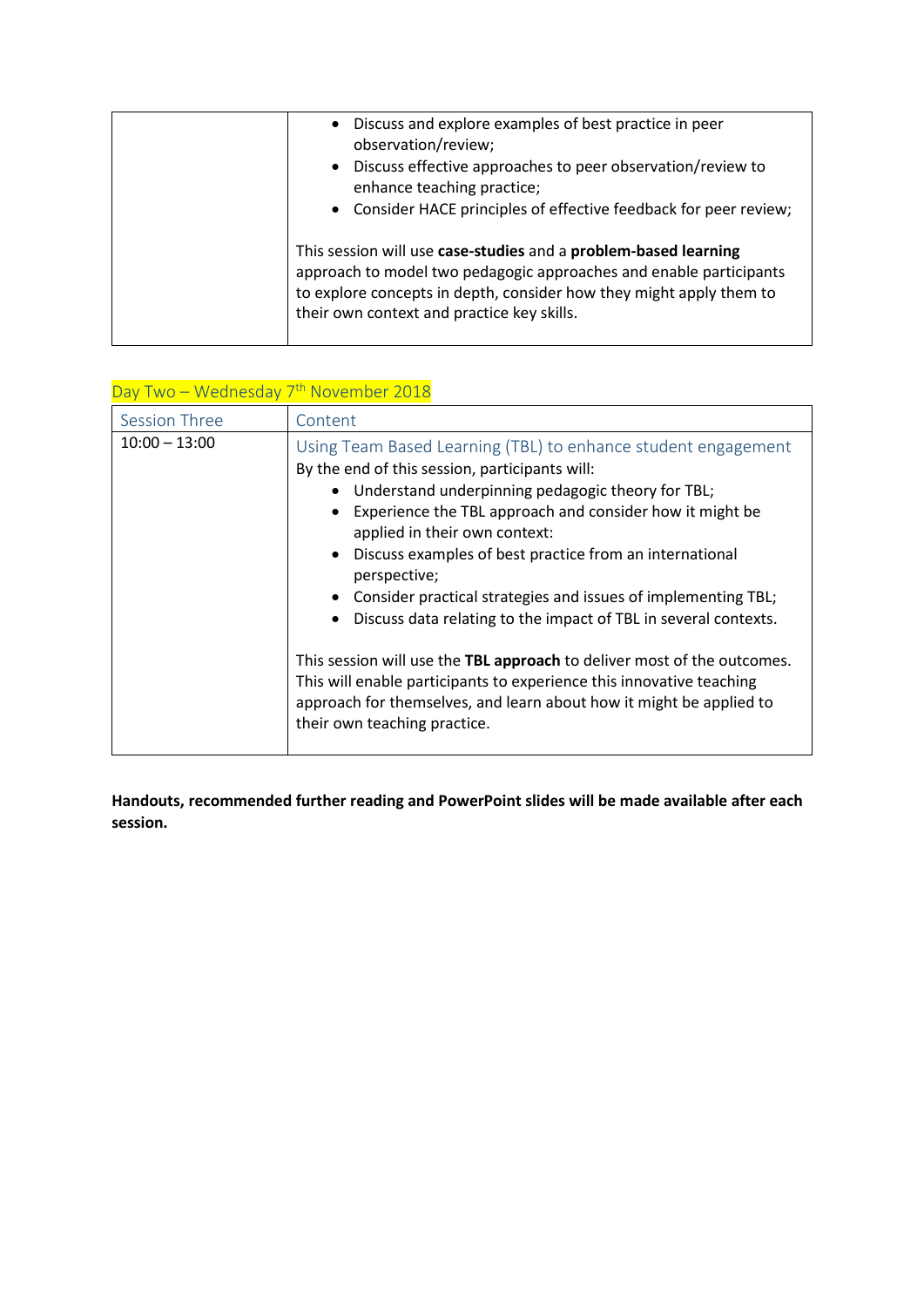| | |
|---|---|
| | • Discuss and explore examples of best practice in peer observation/review;<br>• Discuss effective approaches to peer observation/review to enhance teaching practice;<br>• Consider HACE principles of effective feedback for peer review;<br><br>This session will use **case-studies** and a **problem-based learning** approach to model two pedagogic approaches and enable participants to explore concepts in depth, consider how they might apply them to their own context and practice key skills. |

## Day Two – Wednesday 7th November 2018

| Session Three | Content |
|---|---|
| 10:00 – 13:00 | Using Team Based Learning (TBL) to enhance student engagement<br>By the end of this session, participants will:<br>• Understand underpinning pedagogic theory for TBL;<br>• Experience the TBL approach and consider how it might be applied in their own context:<br>• Discuss examples of best practice from an international perspective;<br>• Consider practical strategies and issues of implementing TBL;<br>• Discuss data relating to the impact of TBL in several contexts.<br><br>This session will use the **TBL approach** to deliver most of the outcomes. This will enable participants to experience this innovative teaching approach for themselves, and learn about how it might be applied to their own teaching practice. |

**Handouts, recommended further reading and PowerPoint slides will be made available after each session.**